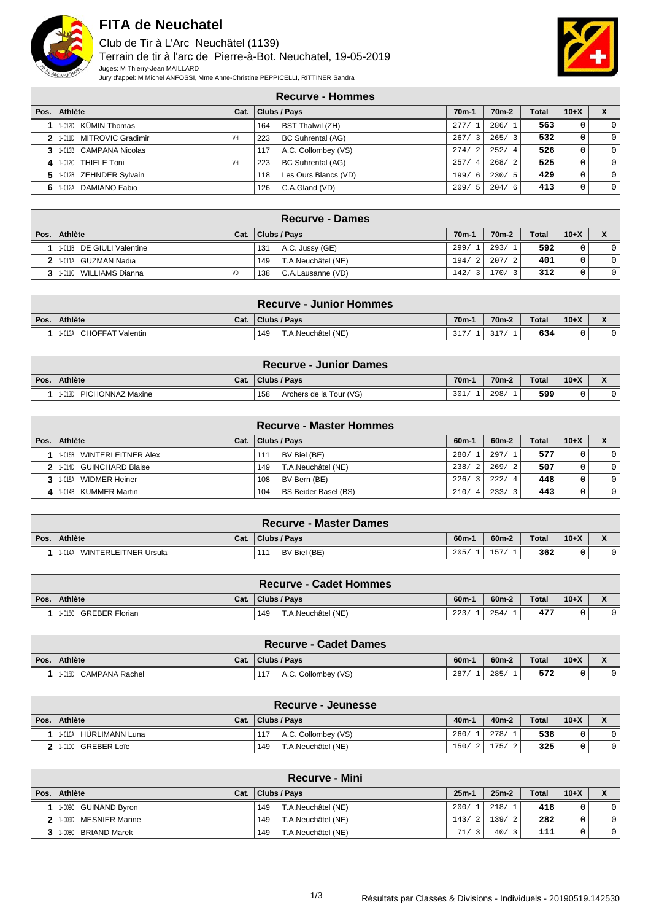# FITA de Neuchatel

Club de Tir à L'Arc Neuchâtel (1139)

Terrain de tir à l'arc de Pierre-à-Bot. Neuchatel, 19-05-2019

Juges: M Thierry-Jean MAILLARD

Jury d'appel: M Michel ANFOSSI, Mme Anne-Christine PEPPICELLI, RITTINER Sandra

## Recurve - Hommes

| Pos. | Athlète | | Cat. | Clubs / Pays | | 70m-1 | 70m-2 | Total | 10+X | X |
|---|---|---|---|---|---|---|---|---|---|---|
| 1 | 1-012D | KÜMIN Thomas | | 164 | BST Thalwil (ZH) | 277/ 1 | 286/ 1 | 563 | 0 | 0 |
| 2 | 1-011D | MITROVIC Gradimir | VH | 223 | BC Suhrental (AG) | 267/ 3 | 265/ 3 | 532 | 0 | 0 |
| 3 | 1-013B | CAMPANA Nicolas | | 117 | A.C. Collombey (VS) | 274/ 2 | 252/ 4 | 526 | 0 | 0 |
| 4 | 1-012C | THIELE Toni | VH | 223 | BC Suhrental (AG) | 257/ 4 | 268/ 2 | 525 | 0 | 0 |
| 5 | 1-012B | ZEHNDER Sylvain | | 118 | Les Ours Blancs (VD) | 199/ 6 | 230/ 5 | 429 | 0 | 0 |
| 6 | 1-012A | DAMIANO Fabio | | 126 | C.A.Gland (VD) | 209/ 5 | 204/ 6 | 413 | 0 | 0 |

## Recurve - Dames

| Pos. | Athlète | | Cat. | Clubs / Pays | | 70m-1 | 70m-2 | Total | 10+X | X |
|---|---|---|---|---|---|---|---|---|---|---|
| 1 | 1-011B | DE GIULI Valentine | | 131 | A.C. Jussy (GE) | 299/ 1 | 293/ 1 | 592 | 0 | 0 |
| 2 | 1-011A | GUZMAN Nadia | | 149 | T.A.Neuchâtel (NE) | 194/ 2 | 207/ 2 | 401 | 0 | 0 |
| 3 | 1-011C | WILLIAMS Dianna | VD | 138 | C.A.Lausanne (VD) | 142/ 3 | 170/ 3 | 312 | 0 | 0 |

## Recurve - Junior Hommes

| Pos. | Athlète | | Cat. | Clubs / Pays | | 70m-1 | 70m-2 | Total | 10+X | X |
|---|---|---|---|---|---|---|---|---|---|---|
| 1 | 1-013A | CHOFFAT Valentin | | 149 | T.A.Neuchâtel (NE) | 317/ 1 | 317/ 1 | 634 | 0 | 0 |

## Recurve - Junior Dames

| Pos. | Athlète | | Cat. | Clubs / Pays | | 70m-1 | 70m-2 | Total | 10+X | X |
|---|---|---|---|---|---|---|---|---|---|---|
| 1 | 1-013D | PICHONNAZ Maxine | | 158 | Archers de la Tour (VS) | 301/ 1 | 298/ 1 | 599 | 0 | 0 |

## Recurve - Master Hommes

| Pos. | Athlète | | Cat. | Clubs / Pays | | 60m-1 | 60m-2 | Total | 10+X | X |
|---|---|---|---|---|---|---|---|---|---|---|
| 1 | 1-015B | WINTERLEITNER Alex | | 111 | BV Biel (BE) | 280/ 1 | 297/ 1 | 577 | 0 | 0 |
| 2 | 1-014D | GUINCHARD Blaise | | 149 | T.A.Neuchâtel (NE) | 238/ 2 | 269/ 2 | 507 | 0 | 0 |
| 3 | 1-015A | WIDMER Heiner | | 108 | BV Bern (BE) | 226/ 3 | 222/ 4 | 448 | 0 | 0 |
| 4 | 1-014B | KUMMER Martin | | 104 | BS Beider Basel (BS) | 210/ 4 | 233/ 3 | 443 | 0 | 0 |

## Recurve - Master Dames

| Pos. | Athlète | | Cat. | Clubs / Pays | | 60m-1 | 60m-2 | Total | 10+X | X |
|---|---|---|---|---|---|---|---|---|---|---|
| 1 | 1-014A | WINTERLEITNER Ursula | | 111 | BV Biel (BE) | 205/ 1 | 157/ 1 | 362 | 0 | 0 |

## Recurve - Cadet Hommes

| Pos. | Athlète | | Cat. | Clubs / Pays | | 60m-1 | 60m-2 | Total | 10+X | X |
|---|---|---|---|---|---|---|---|---|---|---|
| 1 | 1-015C | GREBER Florian | | 149 | T.A.Neuchâtel (NE) | 223/ 1 | 254/ 1 | 477 | 0 | 0 |

## Recurve - Cadet Dames

| Pos. | Athlète | | Cat. | Clubs / Pays | | 60m-1 | 60m-2 | Total | 10+X | X |
|---|---|---|---|---|---|---|---|---|---|---|
| 1 | 1-015D | CAMPANA Rachel | | 117 | A.C. Collombey (VS) | 287/ 1 | 285/ 1 | 572 | 0 | 0 |

## Recurve - Jeunesse

| Pos. | Athlète | | Cat. | Clubs / Pays | | 40m-1 | 40m-2 | Total | 10+X | X |
|---|---|---|---|---|---|---|---|---|---|---|
| 1 | 1-010A | HÜRLIMANN Luna | | 117 | A.C. Collombey (VS) | 260/ 1 | 278/ 1 | 538 | 0 | 0 |
| 2 | 1-010C | GREBER Loïc | | 149 | T.A.Neuchâtel (NE) | 150/ 2 | 175/ 2 | 325 | 0 | 0 |

## Recurve - Mini

| Pos. | Athlète | | Cat. | Clubs / Pays | | 25m-1 | 25m-2 | Total | 10+X | X |
|---|---|---|---|---|---|---|---|---|---|---|
| 1 | 1-009C | GUINAND Byron | | 149 | T.A.Neuchâtel (NE) | 200/ 1 | 218/ 1 | 418 | 0 | 0 |
| 2 | 1-009D | MESNIER Marine | | 149 | T.A.Neuchâtel (NE) | 143/ 2 | 139/ 2 | 282 | 0 | 0 |
| 3 | 1-008C | BRIAND Marek | | 149 | T.A.Neuchâtel (NE) | 71/ 3 | 40/ 3 | 111 | 0 | 0 |

Résultats par Classes & Divisions - Individuels - 20190519.142530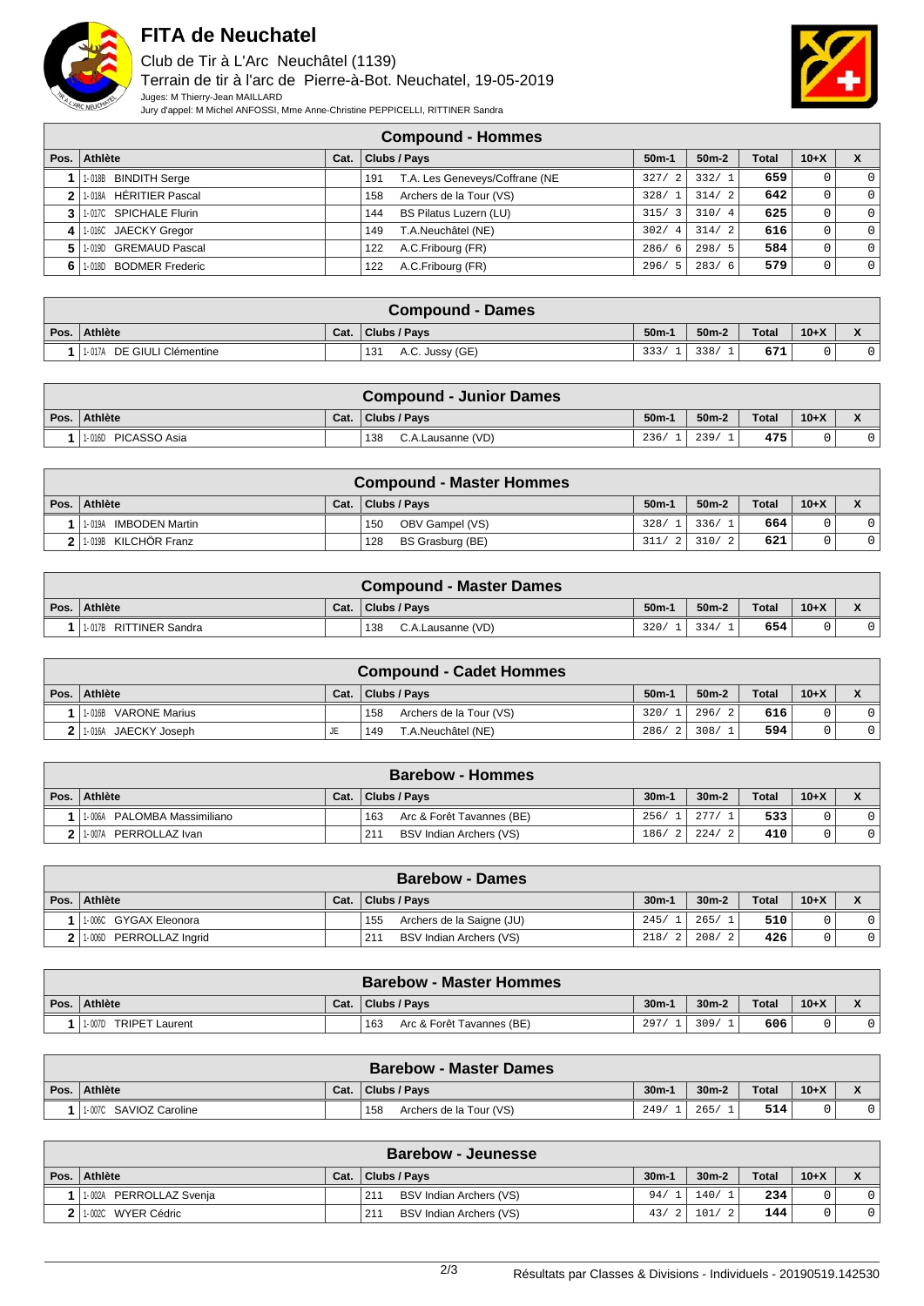# FITA de Neuchatel

Club de Tir à L'Arc Neuchâtel (1139)
Terrain de tir à l'arc de Pierre-à-Bot. Neuchatel, 19-05-2019
Juges: M Thierry-Jean MAILLARD
Jury d'appel: M Michel ANFOSSI, Mme Anne-Christine PEPPICELLI, RITTINER Sandra

## Compound - Hommes

| Pos. | Athlète | Cat. | Clubs / Pays | 50m-1 | 50m-2 | Total | 10+X | X |
|---|---|---|---|---|---|---|---|---|
| 1 | 1-018B BINDITH Serge | | 191 T.A. Les Geneveys/Coffrane (NE | 327/ 2 | 332/ 1 | 659 | 0 | 0 |
| 2 | 1-018A HÉRITIER Pascal | | 158 Archers de la Tour (VS) | 328/ 1 | 314/ 2 | 642 | 0 | 0 |
| 3 | 1-017C SPICHALE Flurin | | 144 BS Pilatus Luzern (LU) | 315/ 3 | 310/ 4 | 625 | 0 | 0 |
| 4 | 1-016C JAECKY Gregor | | 149 T.A.Neuchâtel (NE) | 302/ 4 | 314/ 2 | 616 | 0 | 0 |
| 5 | 1-019D GREMAUD Pascal | | 122 A.C.Fribourg (FR) | 286/ 6 | 298/ 5 | 584 | 0 | 0 |
| 6 | 1-018D BODMER Frederic | | 122 A.C.Fribourg (FR) | 296/ 5 | 283/ 6 | 579 | 0 | 0 |

## Compound - Dames

| Pos. | Athlète | Cat. | Clubs / Pays | 50m-1 | 50m-2 | Total | 10+X | X |
|---|---|---|---|---|---|---|---|---|
| 1 | 1-017A DE GIULI Clémentine | | 131 A.C. Jussy (GE) | 333/ 1 | 338/ 1 | 671 | 0 | 0 |

## Compound - Junior Dames

| Pos. | Athlète | Cat. | Clubs / Pays | 50m-1 | 50m-2 | Total | 10+X | X |
|---|---|---|---|---|---|---|---|---|
| 1 | 1-016D PICASSO Asia | | 138 C.A.Lausanne (VD) | 236/ 1 | 239/ 1 | 475 | 0 | 0 |

## Compound - Master Hommes

| Pos. | Athlète | Cat. | Clubs / Pays | 50m-1 | 50m-2 | Total | 10+X | X |
|---|---|---|---|---|---|---|---|---|
| 1 | 1-019A IMBODEN Martin | | 150 OBV Gampel (VS) | 328/ 1 | 336/ 1 | 664 | 0 | 0 |
| 2 | 1-019B KILCHÖR Franz | | 128 BS Grasburg (BE) | 311/ 2 | 310/ 2 | 621 | 0 | 0 |

## Compound - Master Dames

| Pos. | Athlète | Cat. | Clubs / Pays | 50m-1 | 50m-2 | Total | 10+X | X |
|---|---|---|---|---|---|---|---|---|
| 1 | 1-017B RITTINER Sandra | | 138 C.A.Lausanne (VD) | 320/ 1 | 334/ 1 | 654 | 0 | 0 |

## Compound - Cadet Hommes

| Pos. | Athlète | Cat. | Clubs / Pays | 50m-1 | 50m-2 | Total | 10+X | X |
|---|---|---|---|---|---|---|---|---|
| 1 | 1-016B VARONE Marius | | 158 Archers de la Tour (VS) | 320/ 1 | 296/ 2 | 616 | 0 | 0 |
| 2 | 1-016A JAECKY Joseph | JE | 149 T.A.Neuchâtel (NE) | 286/ 2 | 308/ 1 | 594 | 0 | 0 |

## Barebow - Hommes

| Pos. | Athlète | Cat. | Clubs / Pays | 30m-1 | 30m-2 | Total | 10+X | X |
|---|---|---|---|---|---|---|---|---|
| 1 | 1-006A PALOMBA Massimiliano | | 163 Arc & Forêt Tavannes (BE) | 256/ 1 | 277/ 1 | 533 | 0 | 0 |
| 2 | 1-007A PERROLLAZ Ivan | | 211 BSV Indian Archers (VS) | 186/ 2 | 224/ 2 | 410 | 0 | 0 |

## Barebow - Dames

| Pos. | Athlète | Cat. | Clubs / Pays | 30m-1 | 30m-2 | Total | 10+X | X |
|---|---|---|---|---|---|---|---|---|
| 1 | 1-006C GYGAX Eleonora | | 155 Archers de la Saigne (JU) | 245/ 1 | 265/ 1 | 510 | 0 | 0 |
| 2 | 1-006D PERROLLAZ Ingrid | | 211 BSV Indian Archers (VS) | 218/ 2 | 208/ 2 | 426 | 0 | 0 |

## Barebow - Master Hommes

| Pos. | Athlète | Cat. | Clubs / Pays | 30m-1 | 30m-2 | Total | 10+X | X |
|---|---|---|---|---|---|---|---|---|
| 1 | 1-007D TRIPET Laurent | | 163 Arc & Forêt Tavannes (BE) | 297/ 1 | 309/ 1 | 606 | 0 | 0 |

## Barebow - Master Dames

| Pos. | Athlète | Cat. | Clubs / Pays | 30m-1 | 30m-2 | Total | 10+X | X |
|---|---|---|---|---|---|---|---|---|
| 1 | 1-007C SAVIOZ Caroline | | 158 Archers de la Tour (VS) | 249/ 1 | 265/ 1 | 514 | 0 | 0 |

## Barebow - Jeunesse

| Pos. | Athlète | Cat. | Clubs / Pays | 30m-1 | 30m-2 | Total | 10+X | X |
|---|---|---|---|---|---|---|---|---|
| 1 | 1-002A PERROLLAZ Svenja | | 211 BSV Indian Archers (VS) | 94/ 1 | 140/ 1 | 234 | 0 | 0 |
| 2 | 1-002C WYER Cédric | | 211 BSV Indian Archers (VS) | 43/ 2 | 101/ 2 | 144 | 0 | 0 |

Résultats par Classes & Divisions - Individuels - 20190519.142530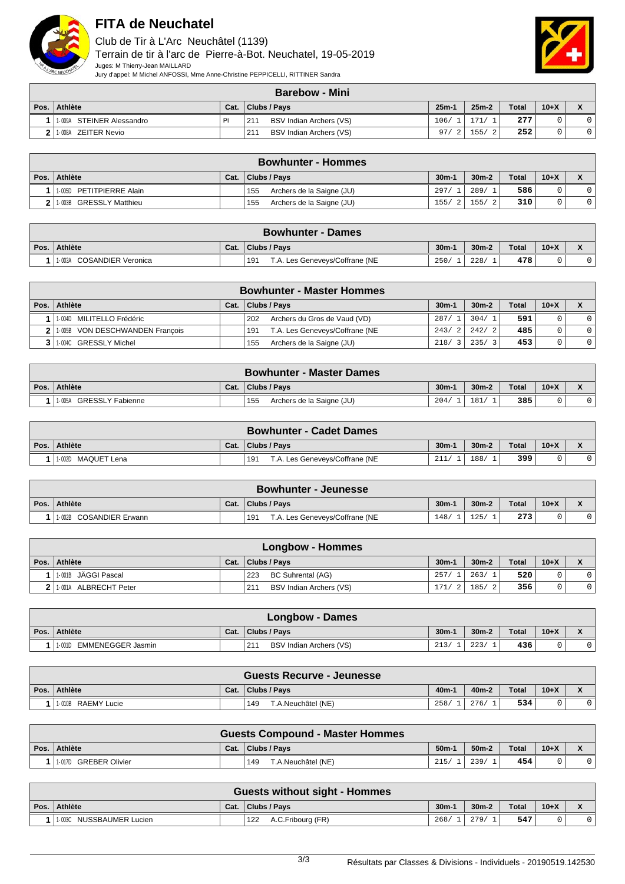# FITA de Neuchatel

Club de Tir à L'Arc Neuchâtel (1139)
Terrain de tir à l'arc de Pierre-à-Bot. Neuchatel, 19-05-2019
Juges: M Thierry-Jean MAILLARD
Jury d'appel: M Michel ANFOSSI, Mme Anne-Christine PEPPICELLI, RITTINER Sandra

## Barebow - Mini

| Pos. | Athlète | Cat. | Clubs / Pays | 25m-1 | 25m-2 | Total | 10+X | X |
|---|---|---|---|---|---|---|---|---|
| 1 | 1-009A STEINER Alessandro | PI | 211 BSV Indian Archers (VS) | 106/ 1 | 171/ 1 | 277 | 0 | 0 |
| 2 | 1-008A ZEITER Nevio | | 211 BSV Indian Archers (VS) | 97/ 2 | 155/ 2 | 252 | 0 | 0 |

## Bowhunter - Hommes

| Pos. | Athlète | Cat. | Clubs / Pays | 30m-1 | 30m-2 | Total | 10+X | X |
|---|---|---|---|---|---|---|---|---|
| 1 | 1-005D PETITPIERRE Alain | | 155 Archers de la Saigne (JU) | 297/ 1 | 289/ 1 | 586 | 0 | 0 |
| 2 | 1-003B GRESSLY Matthieu | | 155 Archers de la Saigne (JU) | 155/ 2 | 155/ 2 | 310 | 0 | 0 |

## Bowhunter - Dames

| Pos. | Athlète | Cat. | Clubs / Pays | 30m-1 | 30m-2 | Total | 10+X | X |
|---|---|---|---|---|---|---|---|---|
| 1 | 1-003A COSANDIER Veronica | | 191 T.A. Les Geneveys/Coffrane (NE | 250/ 1 | 228/ 1 | 478 | 0 | 0 |

## Bowhunter - Master Hommes

| Pos. | Athlète | Cat. | Clubs / Pays | 30m-1 | 30m-2 | Total | 10+X | X |
|---|---|---|---|---|---|---|---|---|
| 1 | 1-004D MILITELLO Frédéric | | 202 Archers du Gros de Vaud (VD) | 287/ 1 | 304/ 1 | 591 | 0 | 0 |
| 2 | 1-005B VON DESCHWANDEN François | | 191 T.A. Les Geneveys/Coffrane (NE | 243/ 2 | 242/ 2 | 485 | 0 | 0 |
| 3 | 1-004C GRESSLY Michel | | 155 Archers de la Saigne (JU) | 218/ 3 | 235/ 3 | 453 | 0 | 0 |

## Bowhunter - Master Dames

| Pos. | Athlète | Cat. | Clubs / Pays | 30m-1 | 30m-2 | Total | 10+X | X |
|---|---|---|---|---|---|---|---|---|
| 1 | 1-005A GRESSLY Fabienne | | 155 Archers de la Saigne (JU) | 204/ 1 | 181/ 1 | 385 | 0 | 0 |

## Bowhunter - Cadet Dames

| Pos. | Athlète | Cat. | Clubs / Pays | 30m-1 | 30m-2 | Total | 10+X | X |
|---|---|---|---|---|---|---|---|---|
| 1 | 1-002D MAQUET Lena | | 191 T.A. Les Geneveys/Coffrane (NE | 211/ 1 | 188/ 1 | 399 | 0 | 0 |

## Bowhunter - Jeunesse

| Pos. | Athlète | Cat. | Clubs / Pays | 30m-1 | 30m-2 | Total | 10+X | X |
|---|---|---|---|---|---|---|---|---|
| 1 | 1-002B COSANDIER Erwann | | 191 T.A. Les Geneveys/Coffrane (NE | 148/ 1 | 125/ 1 | 273 | 0 | 0 |

## Longbow - Hommes

| Pos. | Athlète | Cat. | Clubs / Pays | 30m-1 | 30m-2 | Total | 10+X | X |
|---|---|---|---|---|---|---|---|---|
| 1 | 1-001B JÄGGI Pascal | | 223 BC Suhrental (AG) | 257/ 1 | 263/ 1 | 520 | 0 | 0 |
| 2 | 1-001A ALBRECHT Peter | | 211 BSV Indian Archers (VS) | 171/ 2 | 185/ 2 | 356 | 0 | 0 |

## Longbow - Dames

| Pos. | Athlète | Cat. | Clubs / Pays | 30m-1 | 30m-2 | Total | 10+X | X |
|---|---|---|---|---|---|---|---|---|
| 1 | 1-001D EMMENEGGER Jasmin | | 211 BSV Indian Archers (VS) | 213/ 1 | 223/ 1 | 436 | 0 | 0 |

## Guests Recurve - Jeunesse

| Pos. | Athlète | Cat. | Clubs / Pays | 40m-1 | 40m-2 | Total | 10+X | X |
|---|---|---|---|---|---|---|---|---|
| 1 | 1-010B RAEMY Lucie | | 149 T.A.Neuchâtel (NE) | 258/ 1 | 276/ 1 | 534 | 0 | 0 |

## Guests Compound - Master Hommes

| Pos. | Athlète | Cat. | Clubs / Pays | 50m-1 | 50m-2 | Total | 10+X | X |
|---|---|---|---|---|---|---|---|---|
| 1 | 1-017D GREBER Olivier | | 149 T.A.Neuchâtel (NE) | 215/ 1 | 239/ 1 | 454 | 0 | 0 |

## Guests without sight - Hommes

| Pos. | Athlète | Cat. | Clubs / Pays | 30m-1 | 30m-2 | Total | 10+X | X |
|---|---|---|---|---|---|---|---|---|
| 1 | 1-003C NUSSBAUMER Lucien | | 122 A.C.Fribourg (FR) | 268/ 1 | 279/ 1 | 547 | 0 | 0 |

Résultats par Classes & Divisions - Individuels - 20190519.142530